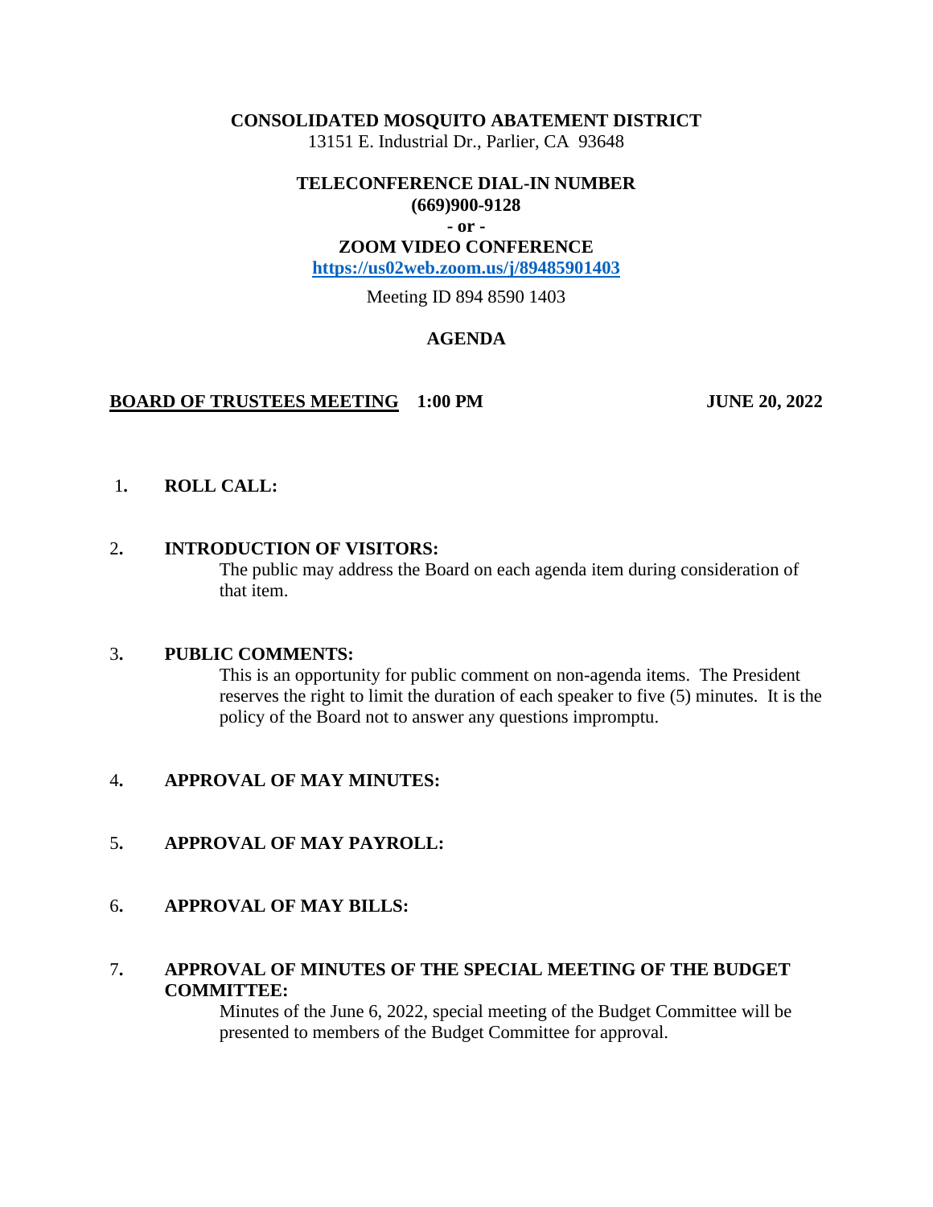**CONSOLIDATED MOSQUITO ABATEMENT DISTRICT**
13151 E. Industrial Dr., Parlier, CA 93648

**TELECONFERENCE DIAL-IN NUMBER**
**(669)900-9128**
**- or -**
**ZOOM VIDEO CONFERENCE**
**https://us02web.zoom.us/j/89485901403**

Meeting ID 894 8590 1403

## AGENDA

**BOARD OF TRUSTEES MEETING 1:00 PM** **JUNE 20, 2022**

1. **ROLL CALL:**

2. **INTRODUCTION OF VISITORS:**
   The public may address the Board on each agenda item during consideration of that item.

3. **PUBLIC COMMENTS:**
   This is an opportunity for public comment on non-agenda items. The President reserves the right to limit the duration of each speaker to five (5) minutes. It is the policy of the Board not to answer any questions impromptu.

4. **APPROVAL OF MAY MINUTES:**

5. **APPROVAL OF MAY PAYROLL:**

6. **APPROVAL OF MAY BILLS:**

7. **APPROVAL OF MINUTES OF THE SPECIAL MEETING OF THE BUDGET COMMITTEE:**
   Minutes of the June 6, 2022, special meeting of the Budget Committee will be presented to members of the Budget Committee for approval.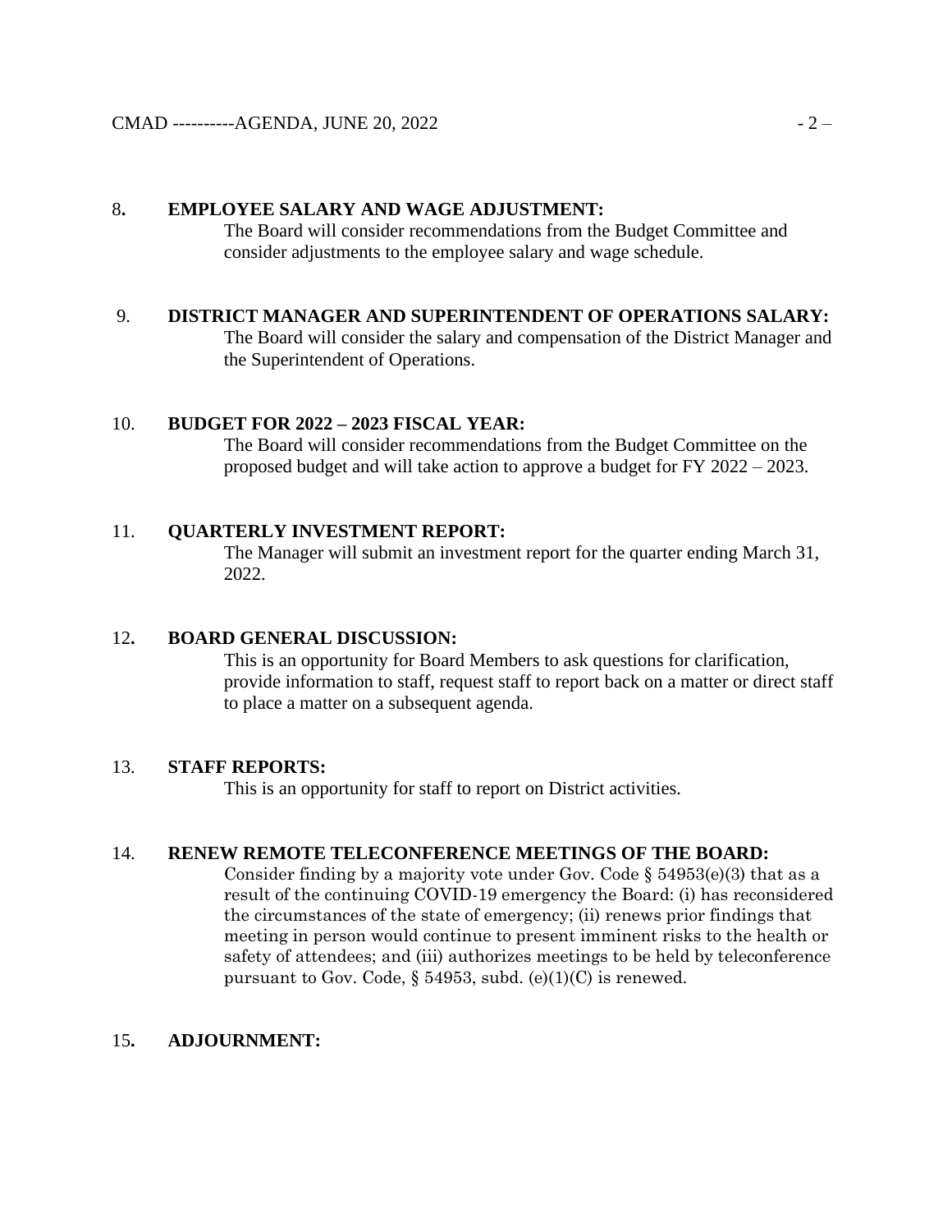8. **EMPLOYEE SALARY AND WAGE ADJUSTMENT:**
The Board will consider recommendations from the Budget Committee and consider adjustments to the employee salary and wage schedule.

9. **DISTRICT MANAGER AND SUPERINTENDENT OF OPERATIONS SALARY:**
The Board will consider the salary and compensation of the District Manager and the Superintendent of Operations.

10. **BUDGET FOR 2022 – 2023 FISCAL YEAR:**
The Board will consider recommendations from the Budget Committee on the proposed budget and will take action to approve a budget for FY 2022 – 2023.

11. **QUARTERLY INVESTMENT REPORT:**
The Manager will submit an investment report for the quarter ending March 31, 2022.

12. **BOARD GENERAL DISCUSSION:**
This is an opportunity for Board Members to ask questions for clarification, provide information to staff, request staff to report back on a matter or direct staff to place a matter on a subsequent agenda.

13. **STAFF REPORTS:**
This is an opportunity for staff to report on District activities.

14. **RENEW REMOTE TELECONFERENCE MEETINGS OF THE BOARD:**
Consider finding by a majority vote under Gov. Code § 54953(e)(3) that as a result of the continuing COVID-19 emergency the Board: (i) has reconsidered the circumstances of the state of emergency; (ii) renews prior findings that meeting in person would continue to present imminent risks to the health or safety of attendees; and (iii) authorizes meetings to be held by teleconference pursuant to Gov. Code, § 54953, subd. (e)(1)(C) is renewed.

15. **ADJOURNMENT:**